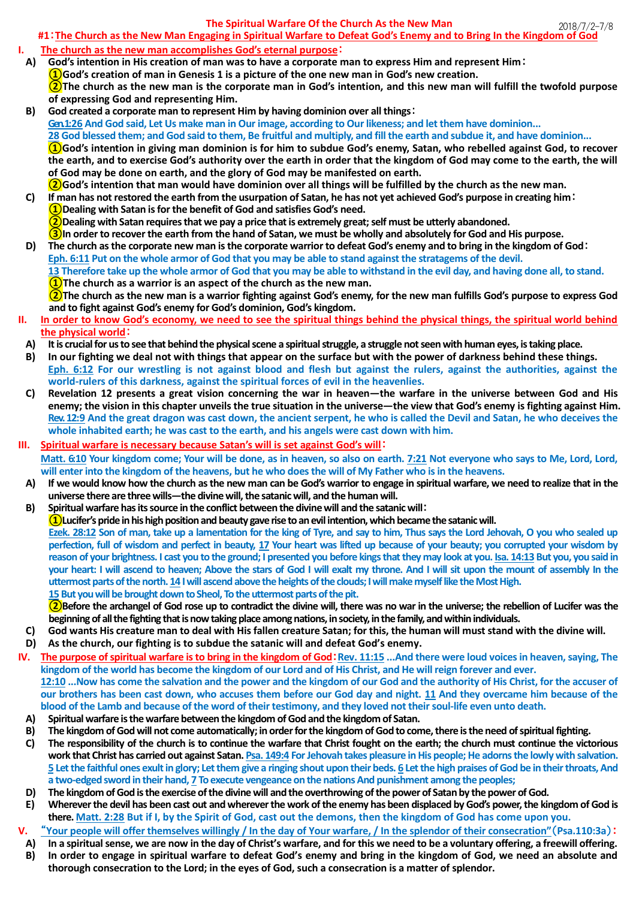# The Spiritual Warfare Of the Church As the New Man

2018/7/2–7/8

## #1：The Church as the New Man Engaging in Spiritual Warfare to Defeat God's Enemy and to Bring In the Kingdom of God

**I. The church as the new man accomplishes God's eternal purpose：**

**A) God's intention in His creation of man was to have a corporate man to express Him and represent Him：**

①God's creation of man in Genesis 1 is a picture of the one new man in God's new creation.

②The church as the new man is the corporate man in God's intention, and this new man will fulfill the twofold purpose of expressing God and representing Him.

**B) God created a corporate man to represent Him by having dominion over all things：**

Gen.1:26 And God said, Let Us make man in Our image, according to Our likeness; and let them have dominion...

28 God blessed them; and God said to them, Be fruitful and multiply, and fill the earth and subdue it, and have dominion...

①God's intention in giving man dominion is for him to subdue God's enemy, Satan, who rebelled against God, to recover the earth, and to exercise God's authority over the earth in order that the kingdom of God may come to the earth, the will of God may be done on earth, and the glory of God may be manifested on earth.

②God's intention that man would have dominion over all things will be fulfilled by the church as the new man.

**C) If man has not restored the earth from the usurpation of Satan, he has not yet achieved God's purpose in creating him：**

①Dealing with Satan is for the benefit of God and satisfies God's need.

②Dealing with Satan requires that we pay a price that is extremely great; self must be utterly abandoned.

③In order to recover the earth from the hand of Satan, we must be wholly and absolutely for God and His purpose.

**D) The church as the corporate new man is the corporate warrior to defeat God's enemy and to bring in the kingdom of God：**

Eph. 6:11 Put on the whole armor of God that you may be able to stand against the stratagems of the devil.

13 Therefore take up the whole armor of God that you may be able to withstand in the evil day, and having done all, to stand.

①The church as a warrior is an aspect of the church as the new man.

②The church as the new man is a warrior fighting against God's enemy, for the new man fulfills God's purpose to express God and to fight against God's enemy for God's dominion, God's kingdom.

**II. In order to know God's economy, we need to see the spiritual things behind the physical things, the spiritual world behind the physical world：**

**A) It is crucial for us to see that behind the physical scene a spiritual struggle, a struggle not seen with human eyes, is taking place.**

**B) In our fighting we deal not with things that appear on the surface but with the power of darkness behind these things.**

Eph. 6:12 For our wrestling is not against blood and flesh but against the rulers, against the authorities, against the world-rulers of this darkness, against the spiritual forces of evil in the heavenlies.

**C) Revelation 12 presents a great vision concerning the war in heaven—the warfare in the universe between God and His enemy; the vision in this chapter unveils the true situation in the universe—the view that God's enemy is fighting against Him.**

Rev. 12:9 And the great dragon was cast down, the ancient serpent, he who is called the Devil and Satan, he who deceives the whole inhabited earth; he was cast to the earth, and his angels were cast down with him.

**III. Spiritual warfare is necessary because Satan's will is set against God's will：**

Matt. 6:10 Your kingdom come; Your will be done, as in heaven, so also on earth. 7:21 Not everyone who says to Me, Lord, Lord, will enter into the kingdom of the heavens, but he who does the will of My Father who is in the heavens.

**A) If we would know how the church as the new man can be God's warrior to engage in spiritual warfare, we need to realize that in the universe there are three wills—the divine will, the satanic will, and the human will.**

**B) Spiritual warfare has its source in the conflict between the divine will and the satanic will：**

①Lucifer's pride in his high position and beauty gave rise to an evil intention, which became the satanic will.

Ezek. 28:12 Son of man, take up a lamentation for the king of Tyre, and say to him, Thus says the Lord Jehovah, O you who sealed up perfection, full of wisdom and perfect in beauty, 17 Your heart was lifted up because of your beauty; you corrupted your wisdom by reason of your brightness. I cast you to the ground; I presented you before kings that they may look at you. Isa. 14:13 But you, you said in your heart: I will ascend to heaven; Above the stars of God I will exalt my throne. And I will sit upon the mount of assembly In the uttermost parts of the north. 14 I will ascend above the heights of the clouds; I will make myself like the Most High.

15 But you will be brought down to Sheol, To the uttermost parts of the pit.

②Before the archangel of God rose up to contradict the divine will, there was no war in the universe; the rebellion of Lucifer was the beginning of all the fighting that is now taking place among nations, in society, in the family, and within individuals.

**C) God wants His creature man to deal with His fallen creature Satan; for this, the human will must stand with the divine will.**

**D) As the church, our fighting is to subdue the satanic will and defeat God's enemy.**

**IV. The purpose of spiritual warfare is to bring in the kingdom of God：**Rev. 11:15 ...And there were loud voices in heaven, saying, The kingdom of the world has become the kingdom of our Lord and of His Christ, and He will reign forever and ever.

12:10 ...Now has come the salvation and the power and the kingdom of our God and the authority of His Christ, for the accuser of our brothers has been cast down, who accuses them before our God day and night. 11 And they overcame him because of the blood of the Lamb and because of the word of their testimony, and they loved not their soul-life even unto death.

**A) Spiritual warfare is the warfare between the kingdom of God and the kingdom of Satan.**

**B) The kingdom of God will not come automatically; in order for the kingdom of God to come, there is the need of spiritual fighting.**

**C) The responsibility of the church is to continue the warfare that Christ fought on the earth; the church must continue the victorious work that Christ has carried out against Satan.** Psa. 149:4 For Jehovah takes pleasure in His people; He adorns the lowly with salvation. 5 Let the faithful ones exult in glory; Let them give a ringing shout upon their beds. 6 Let the high praises of God be in their throats, And a two-edged sword in their hand, 7 To execute vengeance on the nations And punishment among the peoples;

**D) The kingdom of God is the exercise of the divine will and the overthrowing of the power of Satan by the power of God.**

**E) Wherever the devil has been cast out and wherever the work of the enemy has been displaced by God's power, the kingdom of God is there.** Matt. 2:28 But if I, by the Spirit of God, cast out the demons, then the kingdom of God has come upon you.

**V. "Your people will offer themselves willingly / In the day of Your warfare, / In the splendor of their consecration"（Psa.110:3a）：**

**A) In a spiritual sense, we are now in the day of Christ's warfare, and for this we need to be a voluntary offering, a freewill offering.**

**B) In order to engage in spiritual warfare to defeat God's enemy and bring in the kingdom of God, we need an absolute and thorough consecration to the Lord; in the eyes of God, such a consecration is a matter of splendor.**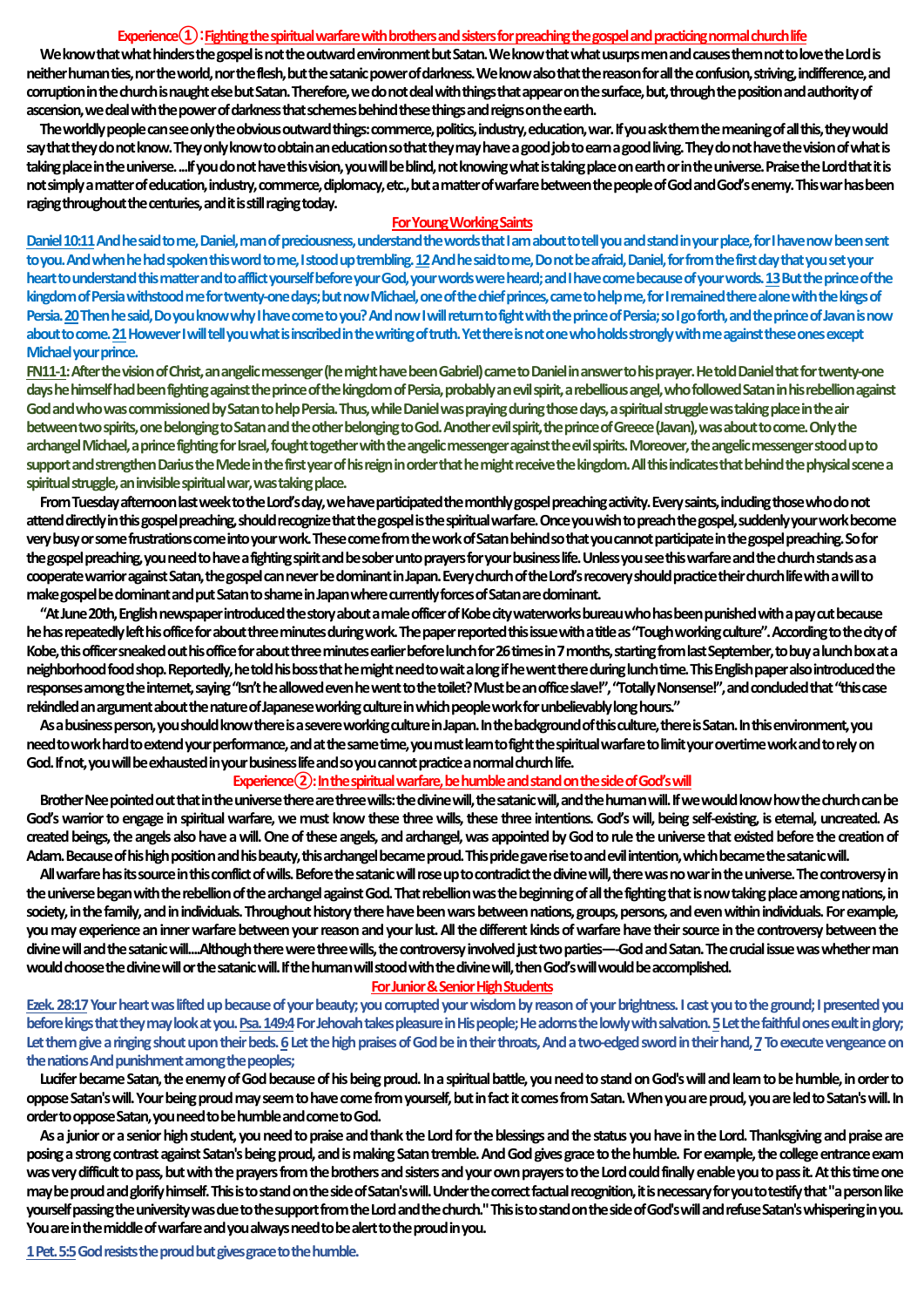## Experience①: Fighting the spiritual warfare with brothers and sisters for preaching the gospel and practicing normal church life

**We know that what hinders the gospel is not the outward environment but Satan. We know that what usurps men and causes them not to love the Lord is neither human ties, nor the world, nor the flesh, but the satanic power of darkness. We know also that the reason for all the confusion, striving, indifference, and corruption in the church is naught else but Satan. Therefore, we do not deal with things that appear on the surface, but, through the position and authority of ascension, we deal with the power of darkness that schemes behind these things and reigns on the earth.**

**The worldly people can see only the obvious outward things: commerce, politics, industry, education, war. If you ask them the meaning of all this, they would say that they do not know. They only know to obtain an education so that they may have a good job to earn a good living. They do not have the vision of what is taking place in the universe. ...If you do not have this vision, you will be blind, not knowing what is taking place on earth or in the universe. Praise the Lord that it is not simply a matter of education, industry, commerce, diplomacy, etc., but a matter of warfare between the people of God and God's enemy. This war has been raging throughout the centuries, and it is still raging today.**

### For Young Working Saints

**Daniel 10:11 And he said to me, Daniel, man of preciousness, understand the words that I am about to tell you and stand in your place, for I have now been sent to you. And when he had spoken this word to me, I stood up trembling. 12 And he said to me, Do not be afraid, Daniel, for from the first day that you set your heart to understand this matter and to afflict yourself before your God, your words were heard; and I have come because of your words. 13 But the prince of the kingdom of Persia withstood me for twenty-one days; but now Michael, one of the chief princes, came to help me, for I remained there alone with the kings of Persia. 20 Then he said, Do you know why I have come to you? And now I will return to fight with the prince of Persia; so I go forth, and the prince of Javan is now about to come. 21 However I will tell you what is inscribed in the writing of truth. Yet there is not one who holds strongly with me against these ones except Michael your prince.**

**FN11-1: After the vision of Christ, an angelic messenger (he might have been Gabriel) came to Daniel in answer to his prayer. He told Daniel that for twenty-one days he himself had been fighting against the prince of the kingdom of Persia, probably an evil spirit, a rebellious angel, who followed Satan in his rebellion against God and who was commissioned by Satan to help Persia. Thus, while Daniel was praying during those days, a spiritual struggle was taking place in the air between two spirits, one belonging to Satan and the other belonging to God. Another evil spirit, the prince of Greece (Javan), was about to come. Only the archangel Michael, a prince fighting for Israel, fought together with the angelic messenger against the evil spirits. Moreover, the angelic messenger stood up to support and strengthen Darius the Mede in the first year of his reign in order that he might receive the kingdom. All this indicates that behind the physical scene a spiritual struggle, an invisible spiritual war, was taking place.**

**From Tuesday afternoon last week to the Lord's day, we have participated the monthly gospel preaching activity. Every saints, including those who do not attend directly in this gospel preaching, should recognize that the gospel is the spiritual warfare. Once you wish to preach the gospel, suddenly your work become very busy or some frustrations come into your work. These come from the work of Satan behind so that you cannot participate in the gospel preaching. So for the gospel preaching, you need to have a fighting spirit and be sober unto prayers for your business life. Unless you see this warfare and the church stands as a cooperate warrior against Satan, the gospel can never be dominant in Japan. Every church of the Lord's recovery should practice their church life with a will to make gospel be dominant and put Satan to shame in Japan where currently forces of Satan are dominant.**

**"At June 20th, English newspaper introduced the story about a male officer of Kobe city waterworks bureau who has been punished with a pay cut because he has repeatedly left his office for about three minutes during work. The paper reported this issue with a title as "Tough working culture". According to the city of Kobe, this officer sneaked out his office for about three minutes earlier before lunch for 26 times in 7 months, starting from last September, to buy a lunch box at a neighborhood food shop. Reportedly, he told his boss that he might need to wait a long if he went there during lunch time. This English paper also introduced the responses among the internet, saying "Isn't he allowed even he went to the toilet? Must be an office slave!", "Totally Nonsense!", and concluded that "this case rekindled an argument about the nature of Japanese working culture in which people work for unbelievably long hours."**

**As a business person, you should know there is a severe working culture in Japan. In the background of this culture, there is Satan. In this environment, you need to work hard to extend your performance, and at the same time, you must learn to fight the spiritual warfare to limit your overtime work and to rely on God. If not, you will be exhausted in your business life and so you cannot practice a normal church life.**

## Experience②: In the spiritual warfare, be humble and stand on the side of God's will

**Brother Nee pointed out that in the universe there are three wills: the divine will, the satanic will, and the human will. If we would know how the church can be God's warrior to engage in spiritual warfare, we must know these three wills, these three intentions. God's will, being self-existing, is eternal, uncreated. As created beings, the angels also have a will. One of these angels, and archangel, was appointed by God to rule the universe that existed before the creation of Adam. Because of his high position and his beauty, this archangel became proud. This pride gave rise to and evil intention, which became the satanic will.**

**All warfare has its source in this conflict of wills. Before the satanic will rose up to contradict the divine will, there was no war in the universe. The controversy in the universe began with the rebellion of the archangel against God. That rebellion was the beginning of all the fighting that is now taking place among nations, in society, in the family, and in individuals. Throughout history there have been wars between nations, groups, persons, and even within individuals. For example, you may experience an inner warfare between your reason and your lust. All the different kinds of warfare have their source in the controversy between the divine will and the satanic will....Although there were three wills, the controversy involved just two parties—God and Satan. The crucial issue was whether man would choose the divine will or the satanic will. If the human will stood with the divine will, then God's will would be accomplished.**

### For Junior & Senior High Students

**Ezek. 28:17 Your heart was lifted up because of your beauty; you corrupted your wisdom by reason of your brightness. I cast you to the ground; I presented you before kings that they may look at you. Psa. 149:4 For Jehovah takes pleasure in His people; He adorns the lowly with salvation. 5 Let the faithful ones exult in glory; Let them give a ringing shout upon their beds. 6 Let the high praises of God be in their throats, And a two-edged sword in their hand, 7 To execute vengeance on the nations And punishment among the peoples;**

**Lucifer became Satan, the enemy of God because of his being proud. In a spiritual battle, you need to stand on God's will and learn to be humble, in order to oppose Satan's will. Your being proud may seem to have come from yourself, but in fact it comes from Satan. When you are proud, you are led to Satan's will. In order to oppose Satan, you need to be humble and come to God.**

**As a junior or a senior high student, you need to praise and thank the Lord for the blessings and the status you have in the Lord. Thanksgiving and praise are posing a strong contrast against Satan's being proud, and is making Satan tremble. And God gives grace to the humble. For example, the college entrance exam was very difficult to pass, but with the prayers from the brothers and sisters and your own prayers to the Lord could finally enable you to pass it. At this time one may be proud and glorify himself. This is to stand on the side of Satan's will. Under the correct factual recognition, it is necessary for you to testify that "a person like yourself passing the university was due to the support from the Lord and the church." This is to stand on the side of God's will and refuse Satan's whispering in you. You are in the middle of warfare and you always need to be alert to the proud in you.**

**1 Pet. 5:5 God resists the proud but gives grace to the humble.**